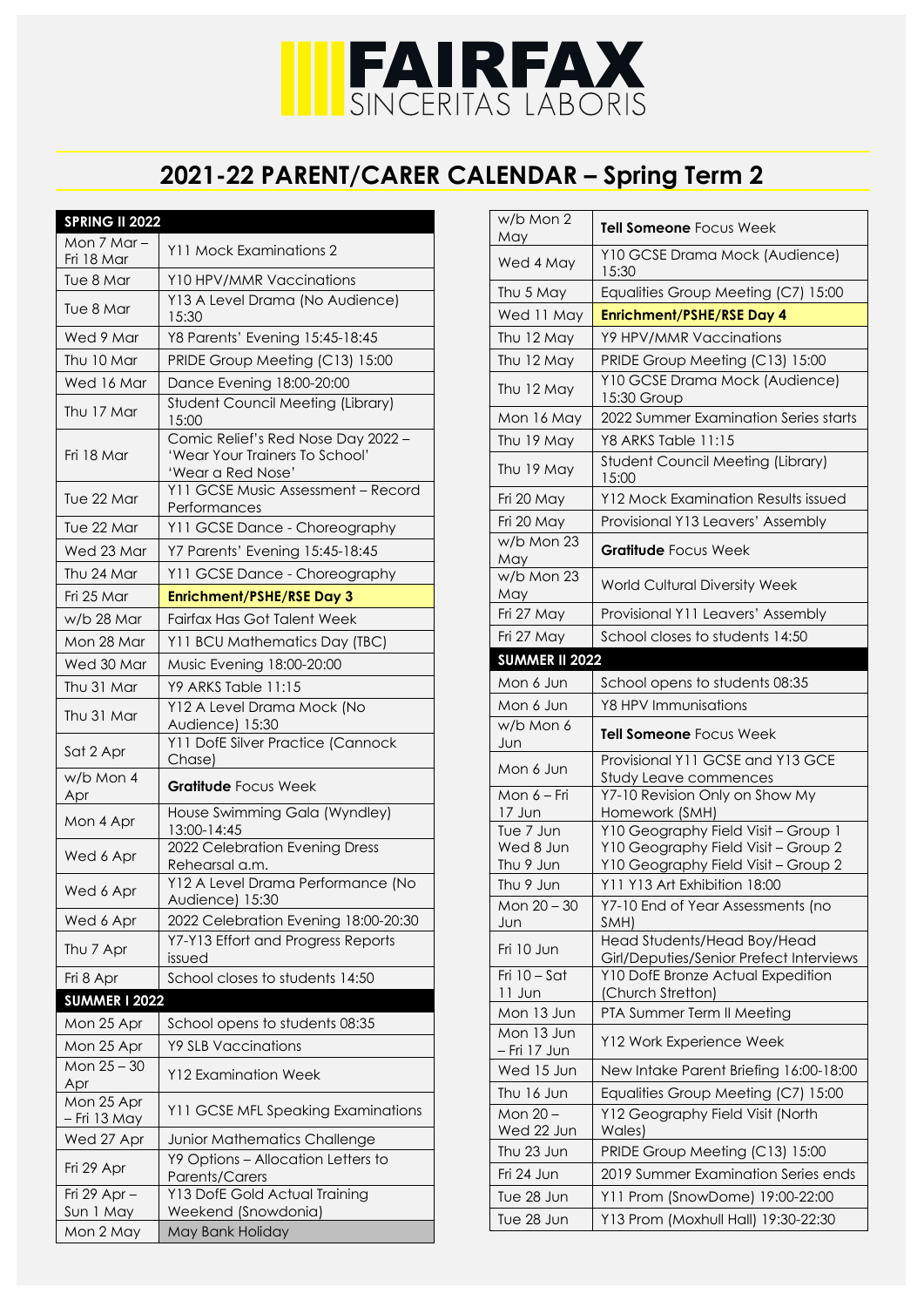# FAIRFAX

SINCERITAS LABORIS

## 2021-22 PARENT/CARER CALENDAR – Spring Term 2

| SPRING II 2022 | |
|---|---|
| Mon 7 Mar – Fri 18 Mar | Y11 Mock Examinations 2 |
| Tue 8 Mar | Y10 HPV/MMR Vaccinations |
| Tue 8 Mar | Y13 A Level Drama (No Audience) 15:30 |
| Wed 9 Mar | Y8 Parents' Evening 15:45-18:45 |
| Thu 10 Mar | PRIDE Group Meeting (C13) 15:00 |
| Wed 16 Mar | Dance Evening 18:00-20:00 |
| Thu 17 Mar | Student Council Meeting (Library) 15:00 |
| Fri 18 Mar | Comic Relief's Red Nose Day 2022 – 'Wear Your Trainers To School' 'Wear a Red Nose' |
| Tue 22 Mar | Y11 GCSE Music Assessment – Record Performances |
| Tue 22 Mar | Y11 GCSE Dance - Choreography |
| Wed 23 Mar | Y7 Parents' Evening 15:45-18:45 |
| Thu 24 Mar | Y11 GCSE Dance - Choreography |
| Fri 25 Mar | **Enrichment/PSHE/RSE Day 3** |
| w/b 28 Mar | Fairfax Has Got Talent Week |
| Mon 28 Mar | Y11 BCU Mathematics Day (TBC) |
| Wed 30 Mar | Music Evening 18:00-20:00 |
| Thu 31 Mar | Y9 ARKS Table 11:15 |
| Thu 31 Mar | Y12 A Level Drama Mock (No Audience) 15:30 |
| Sat 2 Apr | Y11 DofE Silver Practice (Cannock Chase) |
| w/b Mon 4 Apr | **Gratitude** Focus Week |
| Mon 4 Apr | House Swimming Gala (Wyndley) 13:00-14:45 |
| Wed 6 Apr | 2022 Celebration Evening Dress Rehearsal a.m. |
| Wed 6 Apr | Y12 A Level Drama Performance (No Audience) 15:30 |
| Wed 6 Apr | 2022 Celebration Evening 18:00-20:30 |
| Thu 7 Apr | Y7-Y13 Effort and Progress Reports issued |
| Fri 8 Apr | School closes to students 14:50 |
| **SUMMER I 2022** | |
| Mon 25 Apr | School opens to students 08:35 |
| Mon 25 Apr | Y9 SLB Vaccinations |
| Mon 25 – 30 Apr | Y12 Examination Week |
| Mon 25 Apr – Fri 13 May | Y11 GCSE MFL Speaking Examinations |
| Wed 27 Apr | Junior Mathematics Challenge |
| Fri 29 Apr | Y9 Options – Allocation Letters to Parents/Carers |
| Fri 29 Apr – Sun 1 May | Y13 DofE Gold Actual Training Weekend (Snowdonia) |
| Mon 2 May | May Bank Holiday |
| w/b Mon 2 May | **Tell Someone** Focus Week |
| Wed 4 May | Y10 GCSE Drama Mock (Audience) 15:30 |
| Thu 5 May | Equalities Group Meeting (C7) 15:00 |
| Wed 11 May | **Enrichment/PSHE/RSE Day 4** |
| Thu 12 May | Y9 HPV/MMR Vaccinations |
| Thu 12 May | PRIDE Group Meeting (C13) 15:00 |
| Thu 12 May | Y10 GCSE Drama Mock (Audience) 15:30 Group |
| Mon 16 May | 2022 Summer Examination Series starts |
| Thu 19 May | Y8 ARKS Table 11:15 |
| Thu 19 May | Student Council Meeting (Library) 15:00 |
| Fri 20 May | Y12 Mock Examination Results issued |
| Fri 20 May | Provisional Y13 Leavers' Assembly |
| w/b Mon 23 May | **Gratitude** Focus Week |
| w/b Mon 23 May | World Cultural Diversity Week |
| Fri 27 May | Provisional Y11 Leavers' Assembly |
| Fri 27 May | School closes to students 14:50 |
| **SUMMER II 2022** | |
| Mon 6 Jun | School opens to students 08:35 |
| Mon 6 Jun | Y8 HPV Immunisations |
| w/b Mon 6 Jun | **Tell Someone** Focus Week |
| Mon 6 Jun | Provisional Y11 GCSE and Y13 GCE Study Leave commences |
| Mon 6 – Fri 17 Jun | Y7-10 Revision Only on Show My Homework (SMH) |
| Tue 7 Jun<br>Wed 8 Jun<br>Thu 9 Jun | Y10 Geography Field Visit – Group 1<br>Y10 Geography Field Visit – Group 2<br>Y10 Geography Field Visit – Group 2 |
| Thu 9 Jun | Y11 Y13 Art Exhibition 18:00 |
| Mon 20 – 30 Jun | Y7-10 End of Year Assessments (no SMH) |
| Fri 10 Jun | Head Students/Head Boy/Head Girl/Deputies/Senior Prefect Interviews |
| Fri 10 – Sat 11 Jun | Y10 DofE Bronze Actual Expedition (Church Stretton) |
| Mon 13 Jun | PTA Summer Term II Meeting |
| Mon 13 Jun – Fri 17 Jun | Y12 Work Experience Week |
| Wed 15 Jun | New Intake Parent Briefing 16:00-18:00 |
| Thu 16 Jun | Equalities Group Meeting (C7) 15:00 |
| Mon 20 – Wed 22 Jun | Y12 Geography Field Visit (North Wales) |
| Thu 23 Jun | PRIDE Group Meeting (C13) 15:00 |
| Fri 24 Jun | 2019 Summer Examination Series ends |
| Tue 28 Jun | Y11 Prom (SnowDome) 19:00-22:00 |
| Tue 28 Jun | Y13 Prom (Moxhull Hall) 19:30-22:30 |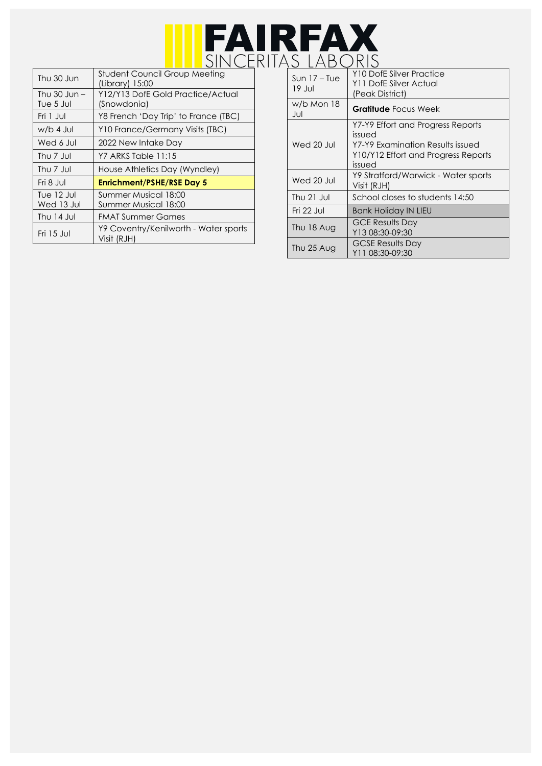# FAIRFAX

SINCERITAS LABORIS

| | |
|---|---|
| Thu 30 Jun | Student Council Group Meeting (Library) 15:00 |
| Thu 30 Jun – Tue 5 Jul | Y12/Y13 DofE Gold Practice/Actual (Snowdonia) |
| Fri 1 Jul | Y8 French 'Day Trip' to France (TBC) |
| w/b 4 Jul | Y10 France/Germany Visits (TBC) |
| Wed 6 Jul | 2022 New Intake Day |
| Thu 7 Jul | Y7 ARKS Table 11:15 |
| Thu 7 Jul | House Athletics Day (Wyndley) |
| Fri 8 Jul | **Enrichment/PSHE/RSE Day 5** |
| Tue 12 Jul<br>Wed 13 Jul | Summer Musical 18:00<br>Summer Musical 18:00 |
| Thu 14 Jul | FMAT Summer Games |
| Fri 15 Jul | Y9 Coventry/Kenilworth - Water sports Visit (RJH) |

| | |
|---|---|
| Sun 17 – Tue 19 Jul | Y10 DofE Silver Practice<br>Y11 DofE Silver Actual<br>(Peak District) |
| w/b Mon 18 Jul | **Gratitude** Focus Week |
| Wed 20 Jul | Y7-Y9 Effort and Progress Reports issued<br>Y7-Y9 Examination Results issued<br>Y10/Y12 Effort and Progress Reports issued |
| Wed 20 Jul | Y9 Stratford/Warwick - Water sports Visit (RJH) |
| Thu 21 Jul | School closes to students 14:50 |
| Fri 22 Jul | Bank Holiday IN LIEU |
| Thu 18 Aug | GCE Results Day<br>Y13 08:30-09:30 |
| Thu 25 Aug | GCSE Results Day<br>Y11 08:30-09:30 |